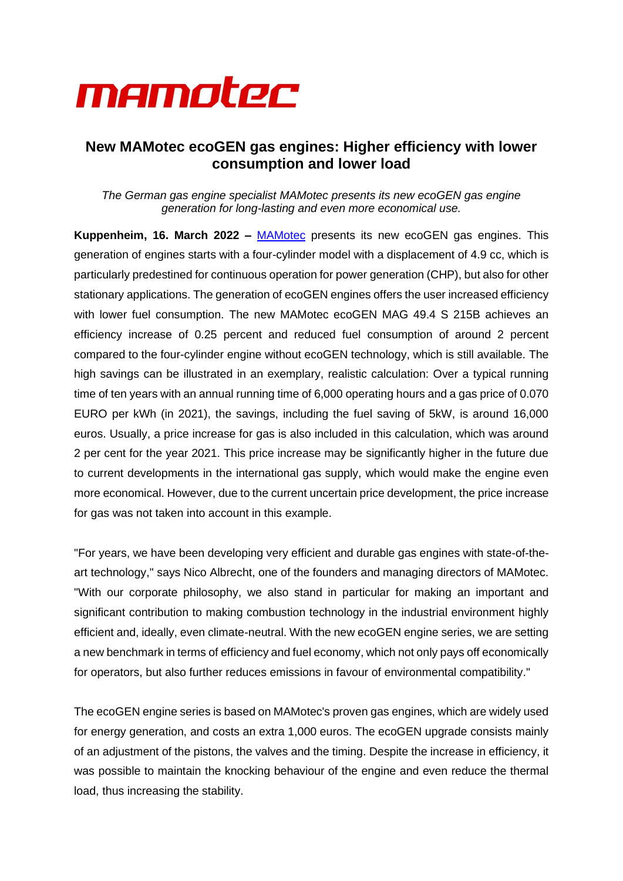mamotec

# New MAMotec ecoGEN gas engines: Higher efficiency with lower consumption and lower load

*The German gas engine specialist MAMotec presents its new ecoGEN gas engine generation for long-lasting and even more economical use.*

**Kuppenheim, 16. March 2022 –** [MAMotec](MAMotec) presents its new ecoGEN gas engines. This generation of engines starts with a four-cylinder model with a displacement of 4.9 cc, which is particularly predestined for continuous operation for power generation (CHP), but also for other stationary applications. The generation of ecoGEN engines offers the user increased efficiency with lower fuel consumption. The new MAMotec ecoGEN MAG 49.4 S 215B achieves an efficiency increase of 0.25 percent and reduced fuel consumption of around 2 percent compared to the four-cylinder engine without ecoGEN technology, which is still available. The high savings can be illustrated in an exemplary, realistic calculation: Over a typical running time of ten years with an annual running time of 6,000 operating hours and a gas price of 0.070 EURO per kWh (in 2021), the savings, including the fuel saving of 5kW, is around 16,000 euros. Usually, a price increase for gas is also included in this calculation, which was around 2 per cent for the year 2021. This price increase may be significantly higher in the future due to current developments in the international gas supply, which would make the engine even more economical. However, due to the current uncertain price development, the price increase for gas was not taken into account in this example.

"For years, we have been developing very efficient and durable gas engines with state-of-the-art technology," says Nico Albrecht, one of the founders and managing directors of MAMotec. "With our corporate philosophy, we also stand in particular for making an important and significant contribution to making combustion technology in the industrial environment highly efficient and, ideally, even climate-neutral. With the new ecoGEN engine series, we are setting a new benchmark in terms of efficiency and fuel economy, which not only pays off economically for operators, but also further reduces emissions in favour of environmental compatibility."

The ecoGEN engine series is based on MAMotec's proven gas engines, which are widely used for energy generation, and costs an extra 1,000 euros. The ecoGEN upgrade consists mainly of an adjustment of the pistons, the valves and the timing. Despite the increase in efficiency, it was possible to maintain the knocking behaviour of the engine and even reduce the thermal load, thus increasing the stability.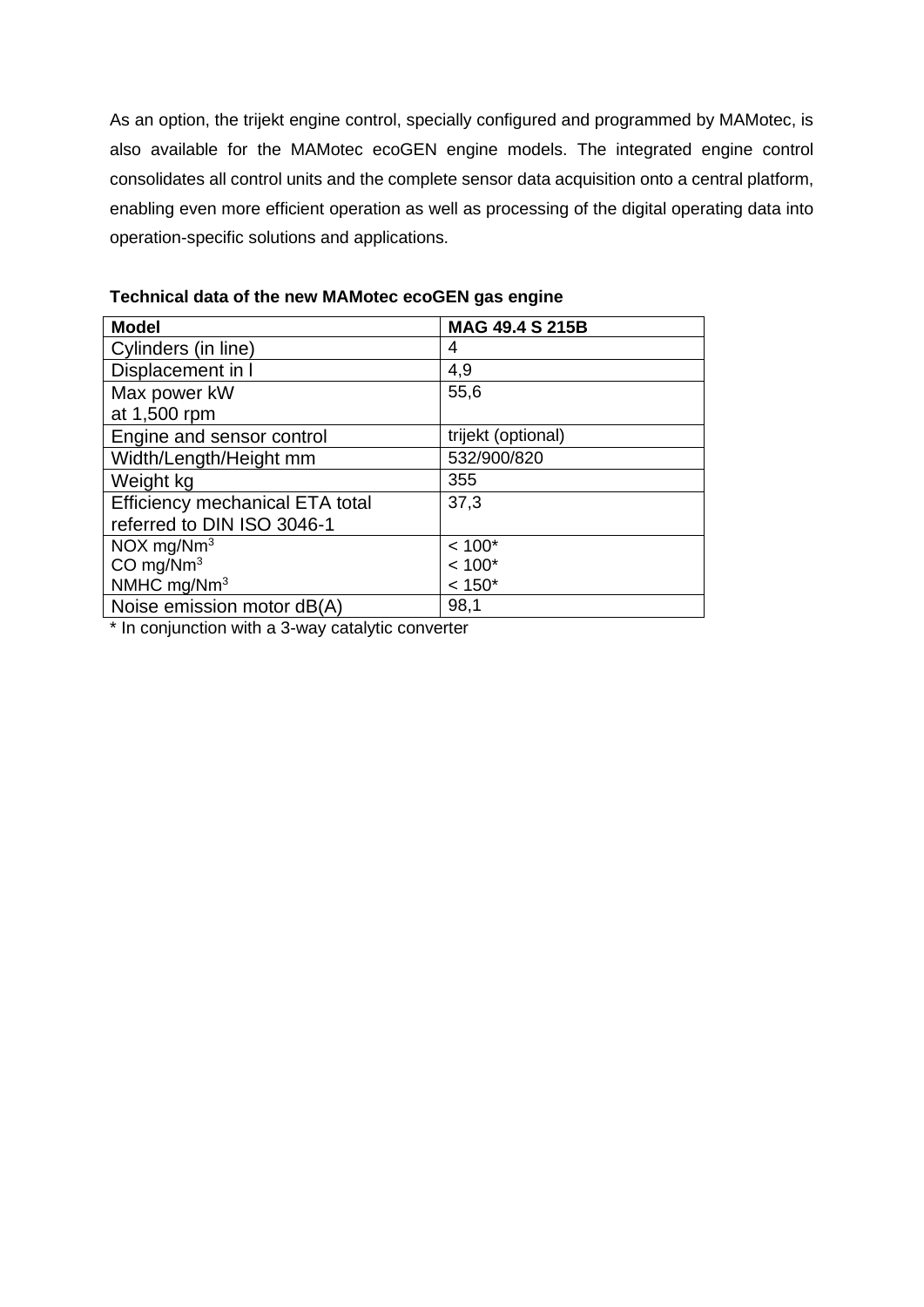As an option, the trijekt engine control, specially configured and programmed by MAMotec, is also available for the MAMotec ecoGEN engine models. The integrated engine control consolidates all control units and the complete sensor data acquisition onto a central platform, enabling even more efficient operation as well as processing of the digital operating data into operation-specific solutions and applications.

**Technical data of the new MAMotec ecoGEN gas engine**

| **Model** | **MAG 49.4 S 215B** |
|---|---|
| Cylinders (in line) | 4 |
| Displacement in l | 4,9 |
| Max power kW at 1,500 rpm | 55,6 |
| Engine and sensor control | trijekt (optional) |
| Width/Length/Height mm | 532/900/820 |
| Weight kg | 355 |
| Efficiency mechanical ETA total referred to DIN ISO 3046-1 | 37,3 |
| NOX mg/Nm$^3$<br>CO mg/Nm$^3$<br>NMHC mg/Nm$^3$ | < 100*<br>< 100*<br>< 150* |
| Noise emission motor dB(A) | 98,1 |

* In conjunction with a 3-way catalytic converter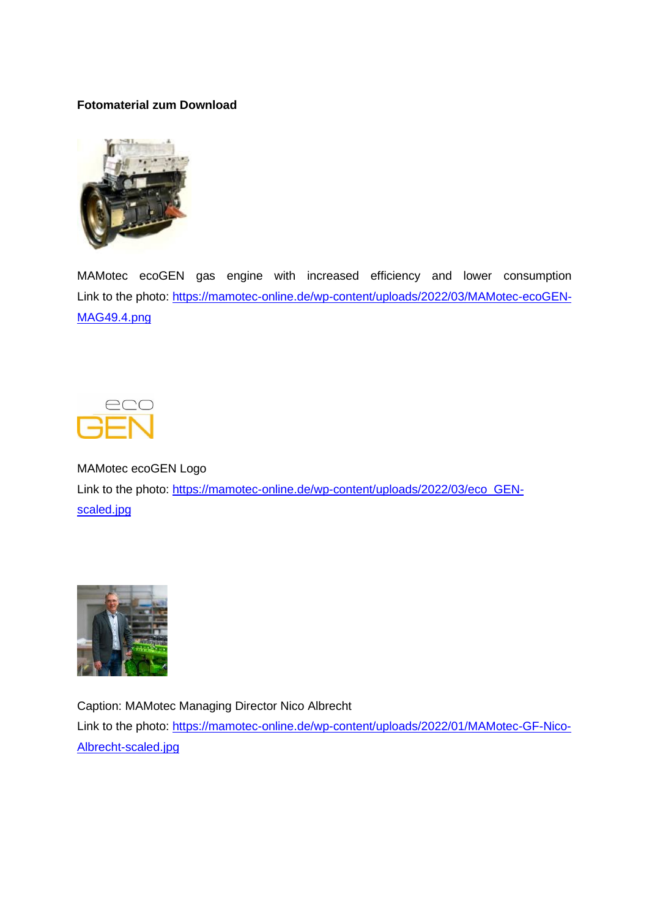**Fotomaterial zum Download**

MAMotec ecoGEN gas engine with increased efficiency and lower consumption
Link to the photo: https://mamotec-online.de/wp-content/uploads/2022/03/MAMotec-ecoGEN-MAG49.4.png

MAMotec ecoGEN Logo
Link to the photo: https://mamotec-online.de/wp-content/uploads/2022/03/eco_GEN-scaled.jpg

Caption: MAMotec Managing Director Nico Albrecht
Link to the photo: https://mamotec-online.de/wp-content/uploads/2022/01/MAMotec-GF-Nico-Albrecht-scaled.jpg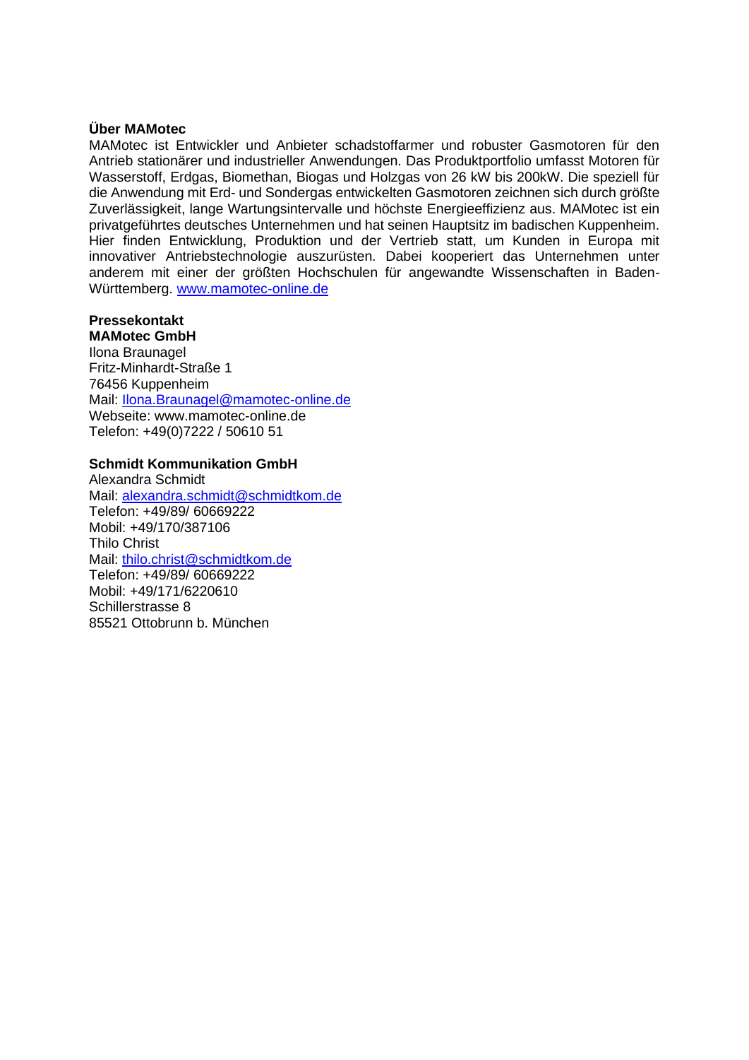**Über MAMotec**

MAMotec ist Entwickler und Anbieter schadstoffarmer und robuster Gasmotoren für den Antrieb stationärer und industrieller Anwendungen. Das Produktportfolio umfasst Motoren für Wasserstoff, Erdgas, Biomethan, Biogas und Holzgas von 26 kW bis 200kW. Die speziell für die Anwendung mit Erd- und Sondergas entwickelten Gasmotoren zeichnen sich durch größte Zuverlässigkeit, lange Wartungsintervalle und höchste Energieeffizienz aus. MAMotec ist ein privatgeführtes deutsches Unternehmen und hat seinen Hauptsitz im badischen Kuppenheim. Hier finden Entwicklung, Produktion und der Vertrieb statt, um Kunden in Europa mit innovativer Antriebstechnologie auszurüsten. Dabei kooperiert das Unternehmen unter anderem mit einer der größten Hochschulen für angewandte Wissenschaften in Baden-Württemberg. www.mamotec-online.de

**Pressekontakt**
**MAMotec GmbH**
Ilona Braunagel
Fritz-Minhardt-Straße 1
76456 Kuppenheim
Mail: Ilona.Braunagel@mamotec-online.de
Webseite: www.mamotec-online.de
Telefon: +49(0)7222 / 50610 51

**Schmidt Kommunikation GmbH**
Alexandra Schmidt
Mail: alexandra.schmidt@schmidtkom.de
Telefon: +49/89/ 60669222
Mobil: +49/170/387106
Thilo Christ
Mail: thilo.christ@schmidtkom.de
Telefon: +49/89/ 60669222
Mobil: +49/171/6220610
Schillerstrasse 8
85521 Ottobrunn b. München